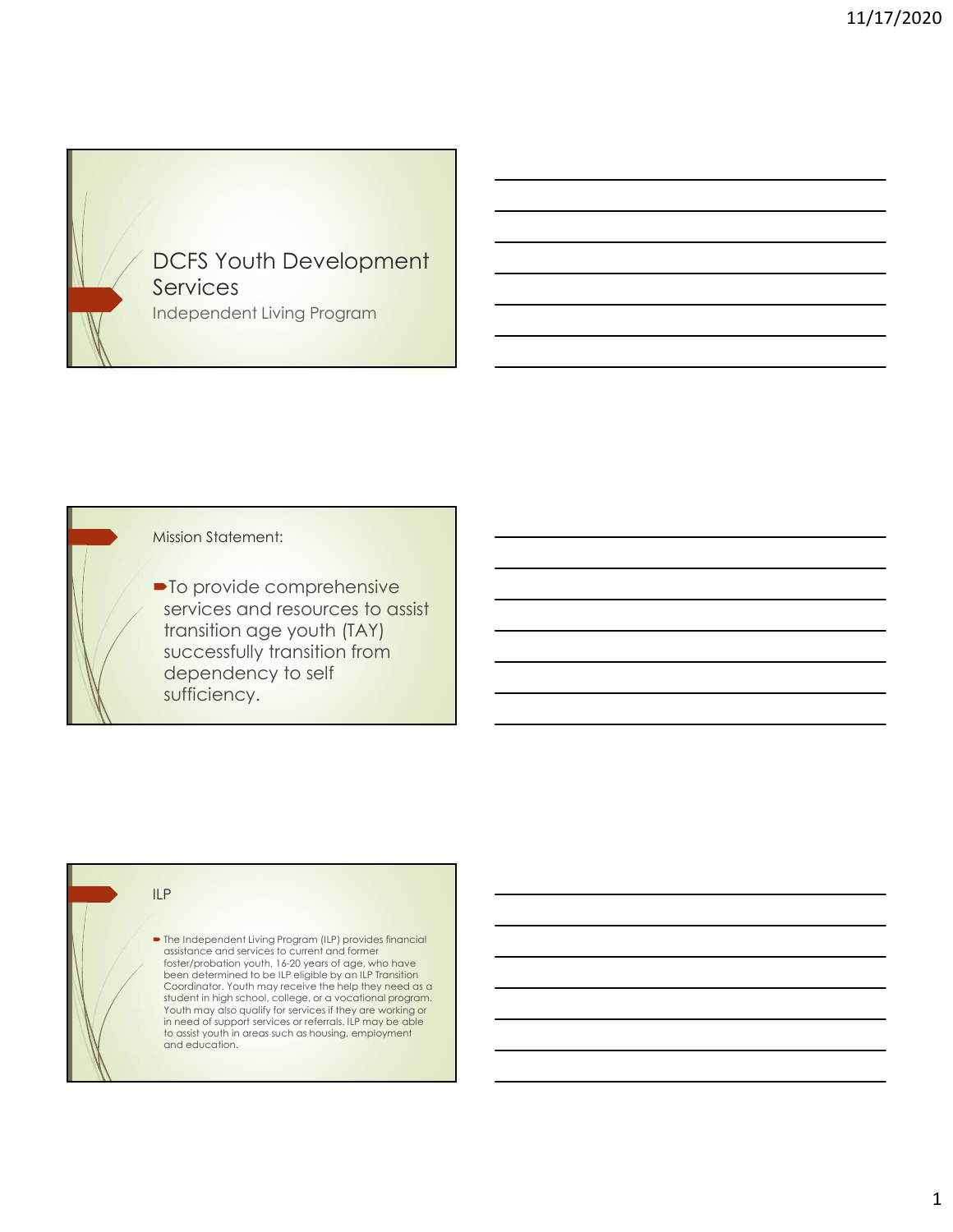# DCFS Youth Development Services

Independent Living Program

## Mission Statement:

- To provide comprehensive services and resources to assist transition age youth (TAY) successfully transition from dependency to self sufficiency.

## ILP

- The Independent Living Program (ILP) provides financial assistance and services to current and former foster/probation youth, 16-20 years of age, who have been determined to be ILP eligible by an ILP Transition Coordinator. Youth may receive the help they need as a student in high school, college, or a vocational program. Youth may also qualify for services if they are working or in need of support services or referrals. ILP may be able to assist youth in areas such as housing, employment and education.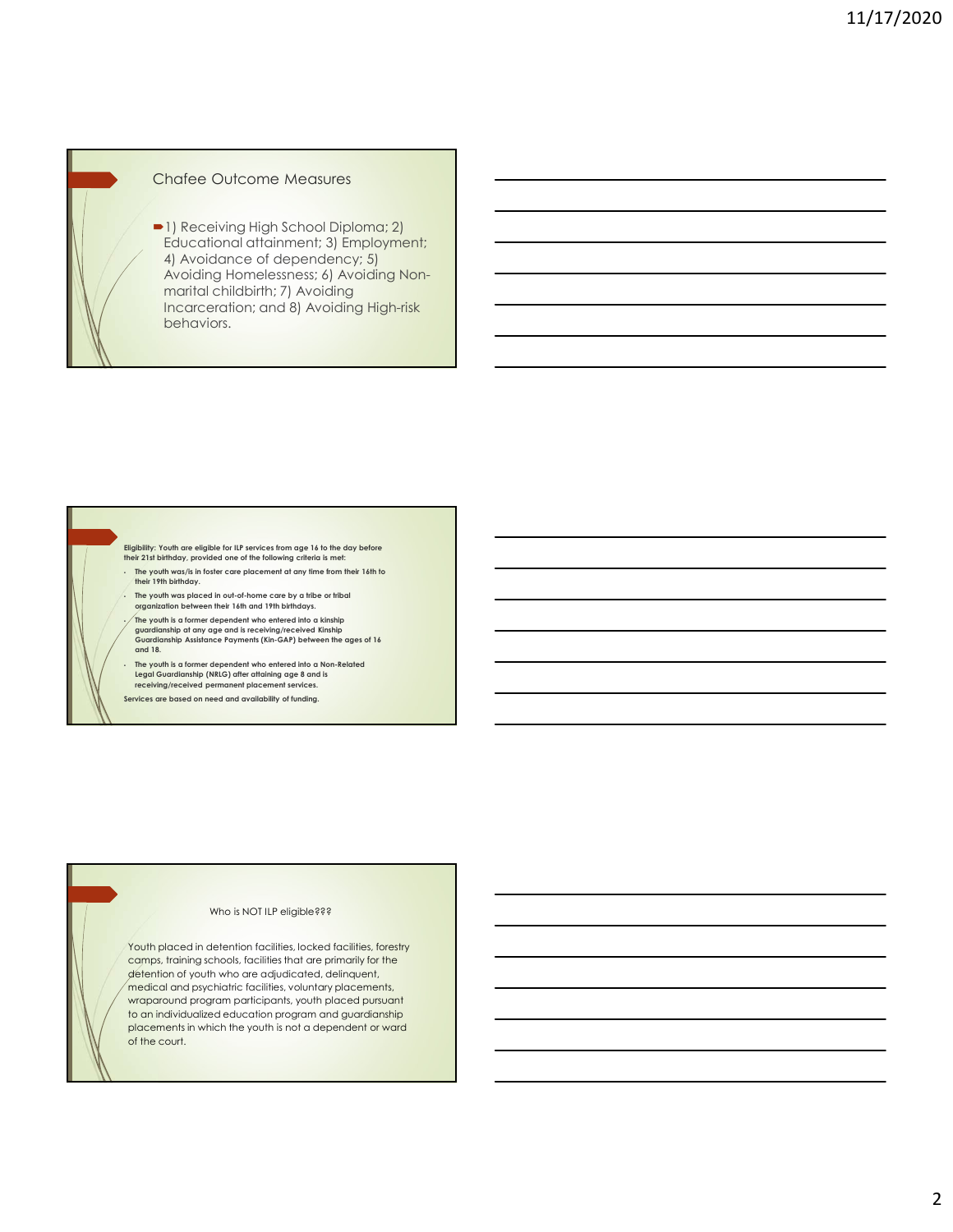## Chafee Outcome Measures

- 1) Receiving High School Diploma; 2) Educational attainment; 3) Employment; 4) Avoidance of dependency; 5) Avoiding Homelessness; 6) Avoiding Non-marital childbirth; 7) Avoiding Incarceration; and 8) Avoiding High-risk behaviors.

---

**Eligibility: Youth are eligible for ILP services from age 16 to the day before their 21st birthday, provided one of the following criteria is met:**

- **The youth was/is in foster care placement at any time from their 16th to their 19th birthday.**
- **The youth was placed in out-of-home care by a tribe or tribal organization between their 16th and 19th birthdays.**
- **The youth is a former dependent who entered into a kinship guardianship at any age and is receiving/received Kinship Guardianship Assistance Payments (Kin-GAP) between the ages of 16 and 18.**
- **The youth is a former dependent who entered into a Non-Related Legal Guardianship (NRLG) after attaining age 8 and is receiving/received permanent placement services.**

**Services are based on need and availability of funding.**

---

Who is NOT ILP eligible???

Youth placed in detention facilities, locked facilities, forestry camps, training schools, facilities that are primarily for the detention of youth who are adjudicated, delinquent, medical and psychiatric facilities, voluntary placements, wraparound program participants, youth placed pursuant to an individualized education program and guardianship placements in which the youth is not a dependent or ward of the court.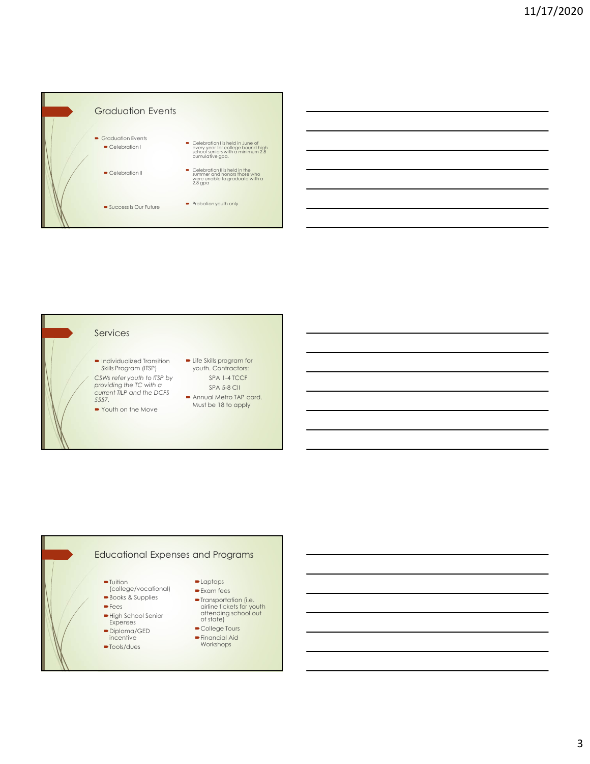## Graduation Events

- Graduation Events
  - Celebration I
    - Celebration I is held in June of every year for college bound high school seniors with a minimum 2.8 cumulative gpa.
  - Celebration II
    - Celebration II is held in the summer and honors those who were unable to graduate with a 2.8 gpa
  - Success Is Our Future
    - Probation youth only

## Services

- Individualized Transition Skills Program (ITSP)

*CSWs refer youth to ITSP by providing the TC with a current TILP and the DCFS 5557.*

- Youth on the Move
- Life Skills program for youth. Contractors:
  - SPA 1-4 TCCF
  - SPA 5-8 CII
- Annual Metro TAP card. Must be 18 to apply

## Educational Expenses and Programs

- Tuition (college/vocational)
- Books & Supplies
- Fees
- High School Senior Expenses
- Diploma/GED incentive
- Tools/dues
- Laptops
- Exam fees
- Transportation (i.e. airline tickets for youth attending school out of state)
- College Tours
- Financial Aid Workshops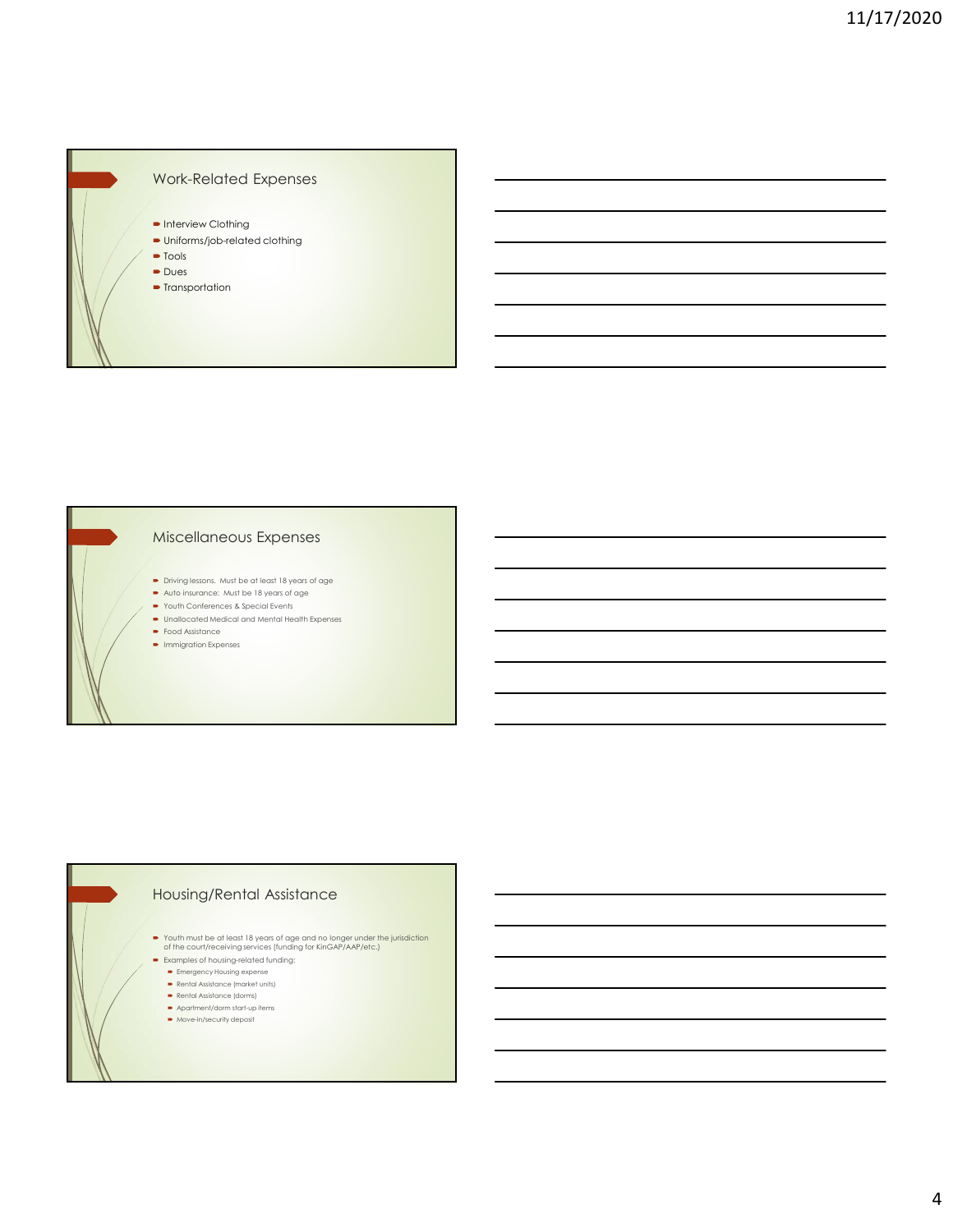## Work-Related Expenses

- Interview Clothing
- Uniforms/job-related clothing
- Tools
- Dues
- Transportation

## Miscellaneous Expenses

- Driving lessons. Must be at least 18 years of age
- Auto insurance: Must be 18 years of age
- Youth Conferences & Special Events
- Unallocated Medical and Mental Health Expenses
- Food Assistance
- Immigration Expenses

## Housing/Rental Assistance

- Youth must be at least 18 years of age and no longer under the jurisdiction of the court/receiving services (funding for KinGAP/AAP/etc.)
- Examples of housing-related funding:
  - Emergency Housing expense
  - Rental Assistance (market units)
  - Rental Assistance (dorms)
  - Apartment/dorm start-up items
  - Move-in/security deposit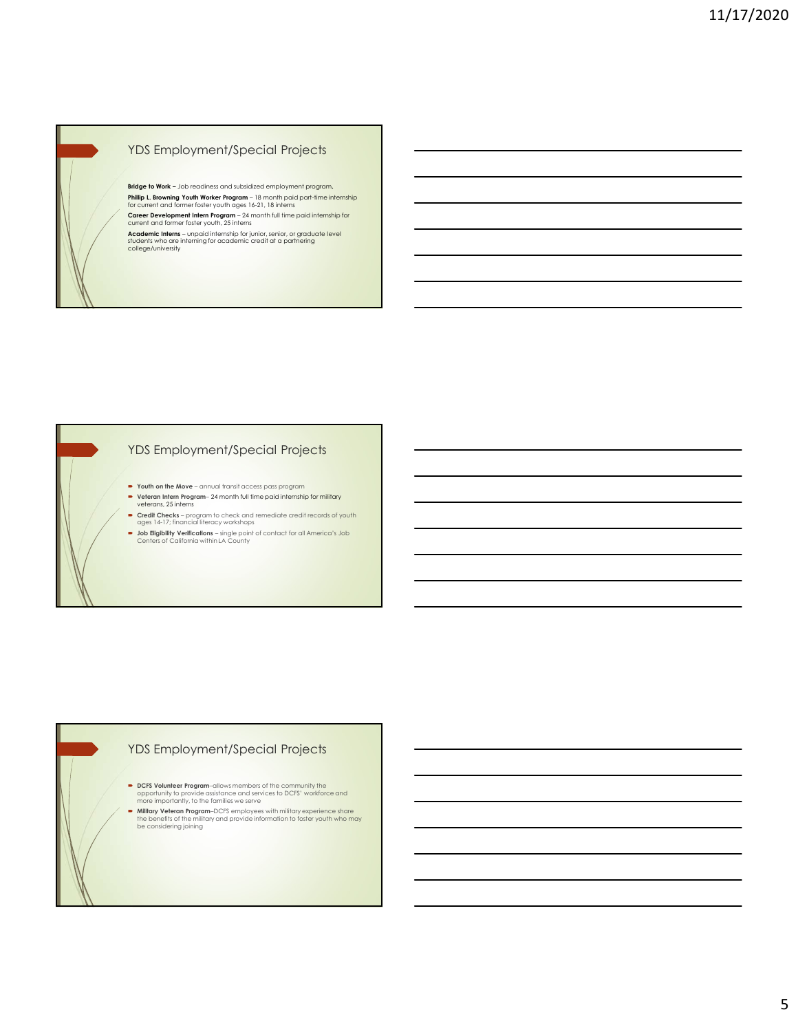## YDS Employment/Special Projects

**Bridge to Work –** Job readiness and subsidized employment program.

**Phillip L. Browning Youth Worker Program** – 18 month paid part-time internship for current and former foster youth ages 16-21, 18 interns

**Career Development Intern Program** – 24 month full time paid internship for current and former foster youth, 25 interns

**Academic Interns** – unpaid internship for junior, senior, or graduate level students who are interning for academic credit at a partnering college/university

## YDS Employment/Special Projects

- **Youth on the Move** – annual transit access pass program
- **Veteran Intern Program**– 24 month full time paid internship for military veterans, 25 interns
- **Credit Checks** – program to check and remediate credit records of youth ages 14-17; financial literacy workshops
- **Job Eligibility Verifications** – single point of contact for all America's Job Centers of California within LA County

## YDS Employment/Special Projects

- **DCFS Volunteer Program**–allows members of the community the opportunity to provide assistance and services to DCFS' workforce and more importantly, to the families we serve
- **Military Veteran Program**–DCFS employees with military experience share the benefits of the military and provide information to foster youth who may be considering joining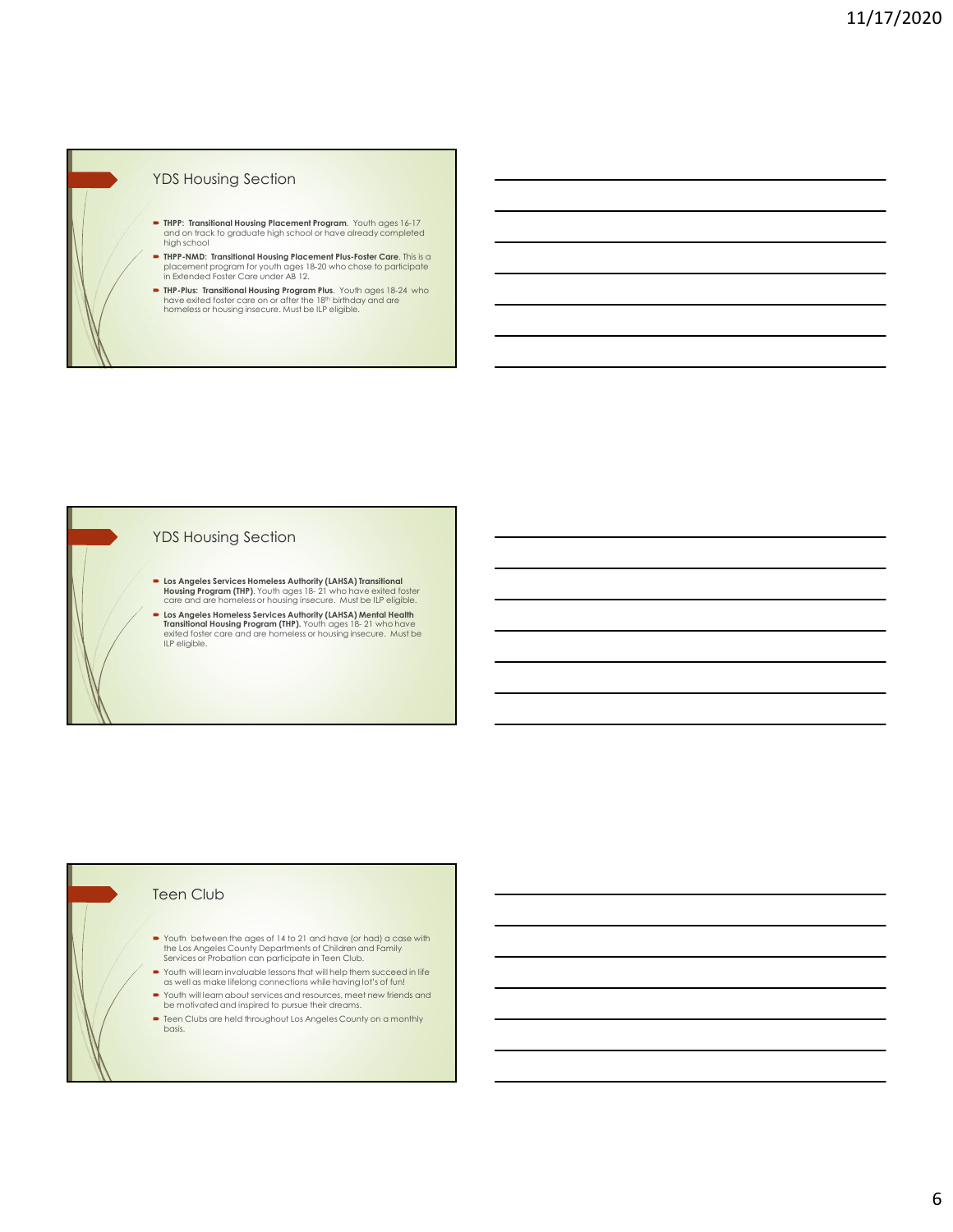## YDS Housing Section

- **THPP: Transitional Housing Placement Program**. Youth ages 16-17 and on track to graduate high school or have already completed high school
- **THPP-NMD: Transitional Housing Placement Plus-Foster Care**. This is a placement program for youth ages 18-20 who chose to participate in Extended Foster Care under AB 12.
- **THP-Plus: Transitional Housing Program Plus**. Youth ages 18-24 who have exited foster care on or after the 18th birthday and are homeless or housing insecure. Must be ILP eligible.

## YDS Housing Section

- **Los Angeles Services Homeless Authority (LAHSA) Transitional Housing Program (THP).** Youth ages 18- 21 who have exited foster care and are homeless or housing insecure. Must be ILP eligible.
- **Los Angeles Homeless Services Authority (LAHSA) Mental Health Transitional Housing Program (THP).** Youth ages 18- 21 who have exited foster care and are homeless or housing insecure. Must be ILP eligible.

## Teen Club

- Youth between the ages of 14 to 21 and have (or had) a case with the Los Angeles County Departments of Children and Family Services or Probation can participate in Teen Club.
- Youth will learn invaluable lessons that will help them succeed in life as well as make lifelong connections while having lot's of fun!
- Youth will learn about services and resources, meet new friends and be motivated and inspired to pursue their dreams.
- Teen Clubs are held throughout Los Angeles County on a monthly basis.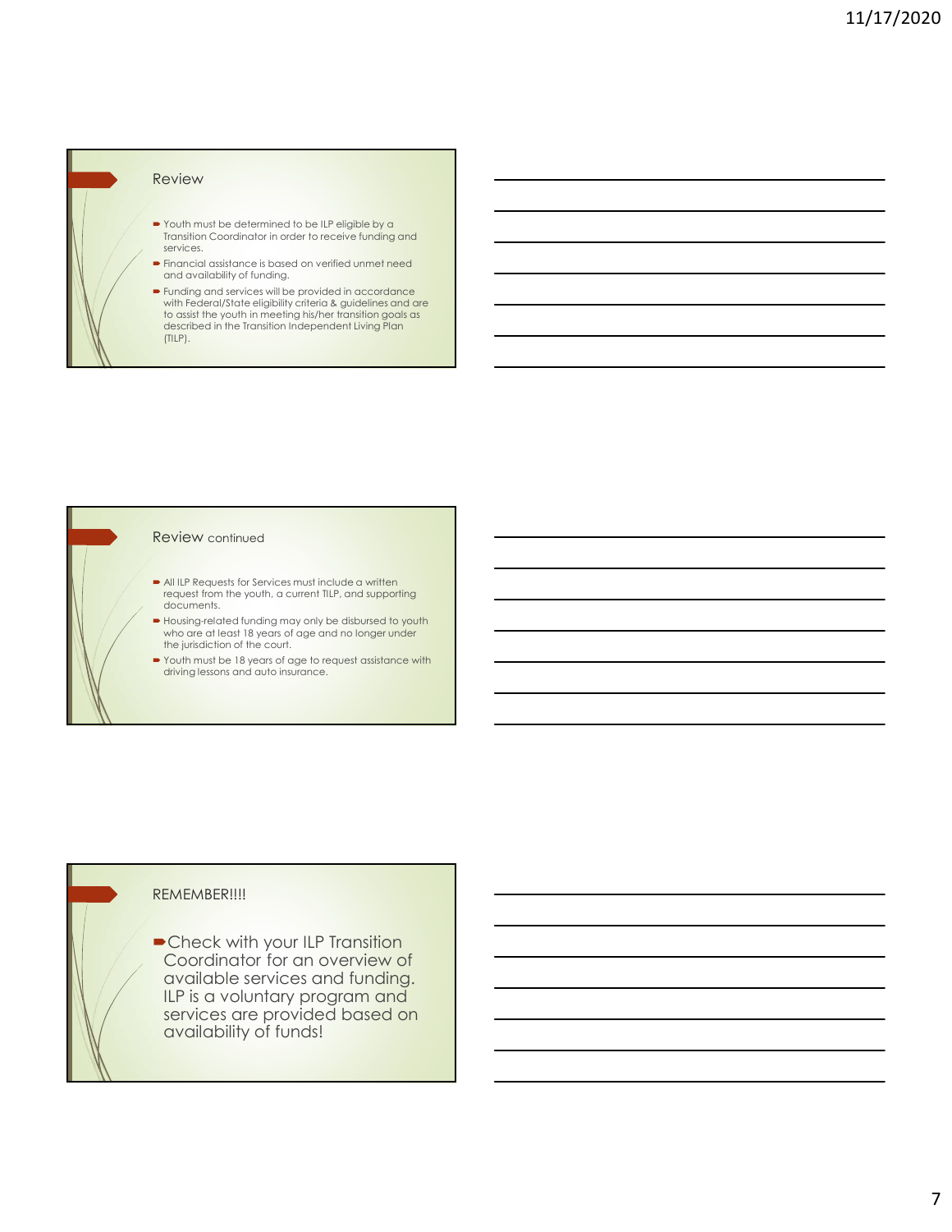## Review

- Youth must be determined to be ILP eligible by a Transition Coordinator in order to receive funding and services.
- Financial assistance is based on verified unmet need and availability of funding.
- Funding and services will be provided in accordance with Federal/State eligibility criteria & guidelines and are to assist the youth in meeting his/her transition goals as described in the Transition Independent Living Plan (TILP).

## Review continued

- All ILP Requests for Services must include a written request from the youth, a current TILP, and supporting documents.
- Housing-related funding may only be disbursed to youth who are at least 18 years of age and no longer under the jurisdiction of the court.
- Youth must be 18 years of age to request assistance with driving lessons and auto insurance.

## REMEMBER!!!!

- Check with your ILP Transition Coordinator for an overview of available services and funding. ILP is a voluntary program and services are provided based on availability of funds!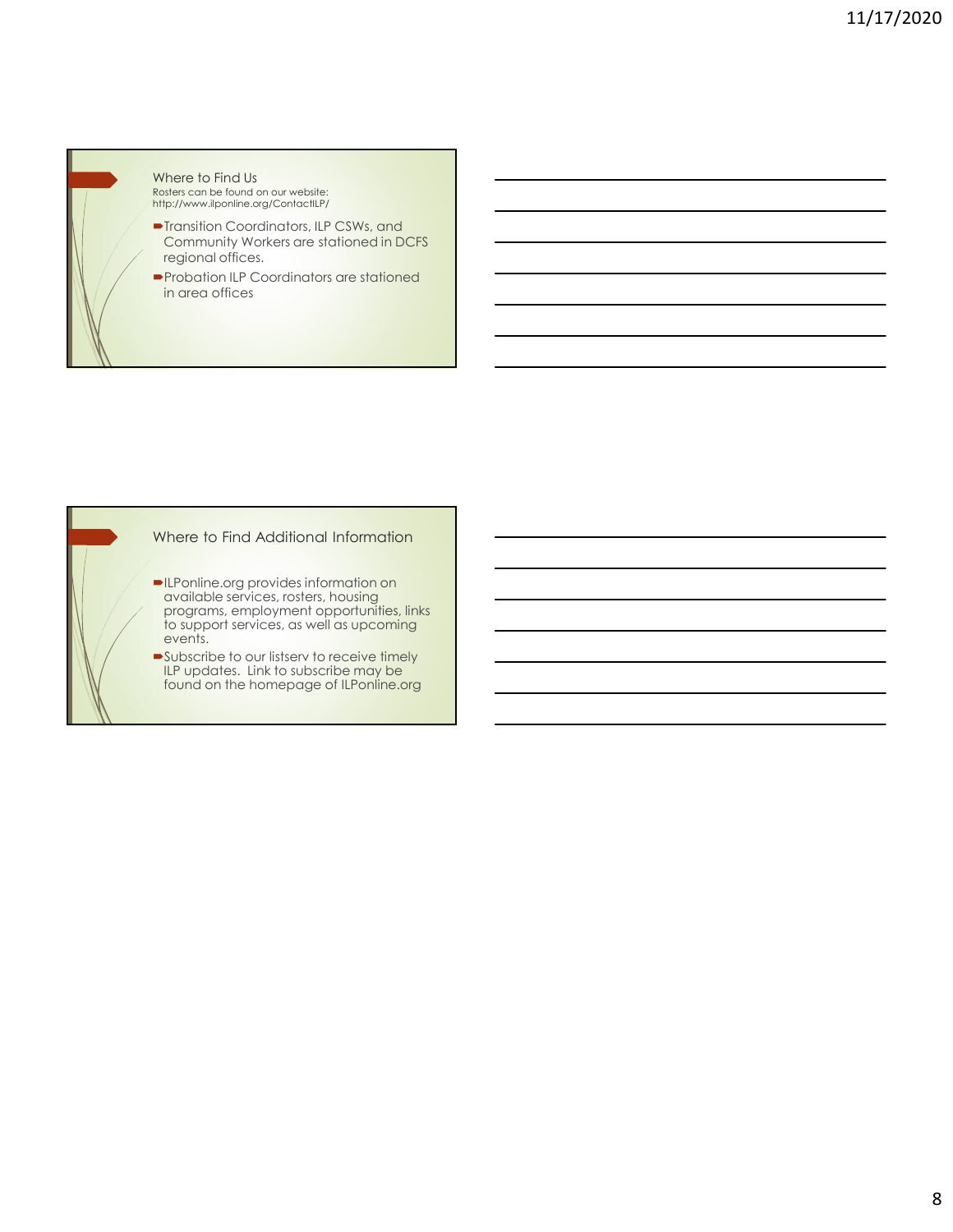## Where to Find Us

Rosters can be found on our website: http://www.ilponline.org/ContactILP/

- Transition Coordinators, ILP CSWs, and Community Workers are stationed in DCFS regional offices.
- Probation ILP Coordinators are stationed in area offices

## Where to Find Additional Information

- ILPonline.org provides information on available services, rosters, housing programs, employment opportunities, links to support services, as well as upcoming events.
- Subscribe to our listserv to receive timely ILP updates. Link to subscribe may be found on the homepage of ILPonline.org